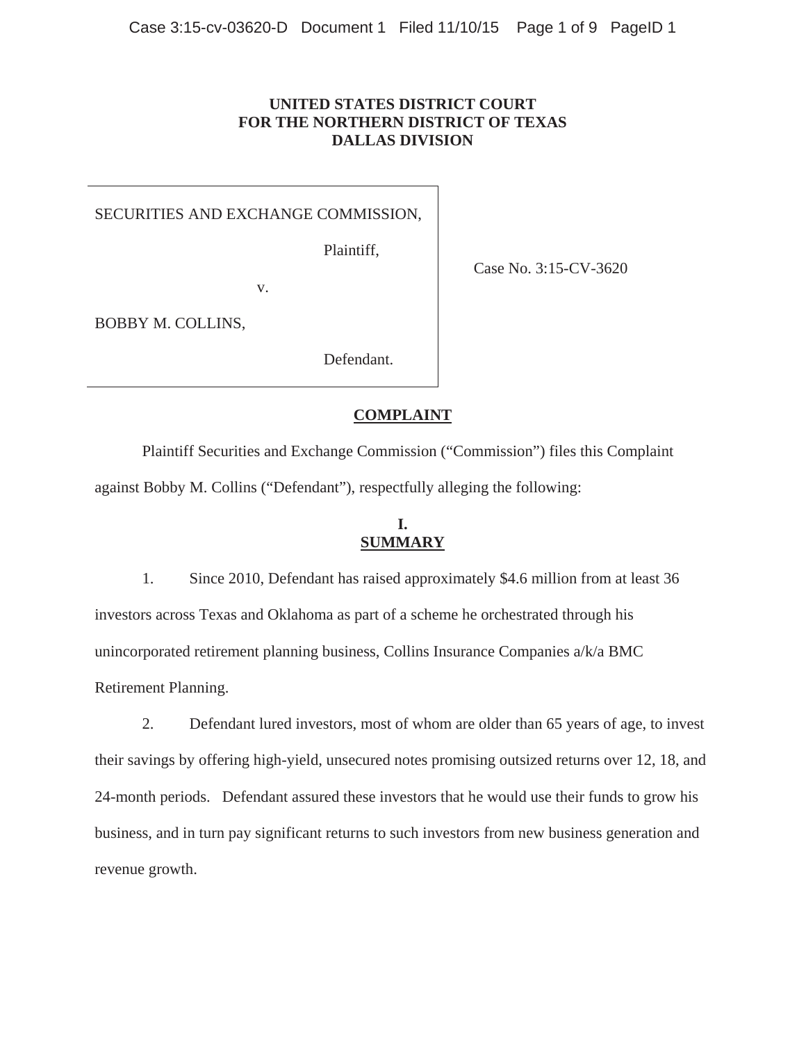**UNITED STATES DISTRICT COURT**
**FOR THE NORTHERN DISTRICT OF TEXAS**
**DALLAS DIVISION**

| | |
|---|---|
| SECURITIES AND EXCHANGE COMMISSION,<br><br>Plaintiff,<br><br>v.<br><br>BOBBY M. COLLINS,<br><br>Defendant. | Case No. 3:15-CV-3620 |

## COMPLAINT

Plaintiff Securities and Exchange Commission ("Commission") files this Complaint against Bobby M. Collins ("Defendant"), respectfully alleging the following:

## I. SUMMARY

1. Since 2010, Defendant has raised approximately $4.6 million from at least 36 investors across Texas and Oklahoma as part of a scheme he orchestrated through his unincorporated retirement planning business, Collins Insurance Companies a/k/a BMC Retirement Planning.

2. Defendant lured investors, most of whom are older than 65 years of age, to invest their savings by offering high-yield, unsecured notes promising outsized returns over 12, 18, and 24-month periods. Defendant assured these investors that he would use their funds to grow his business, and in turn pay significant returns to such investors from new business generation and revenue growth.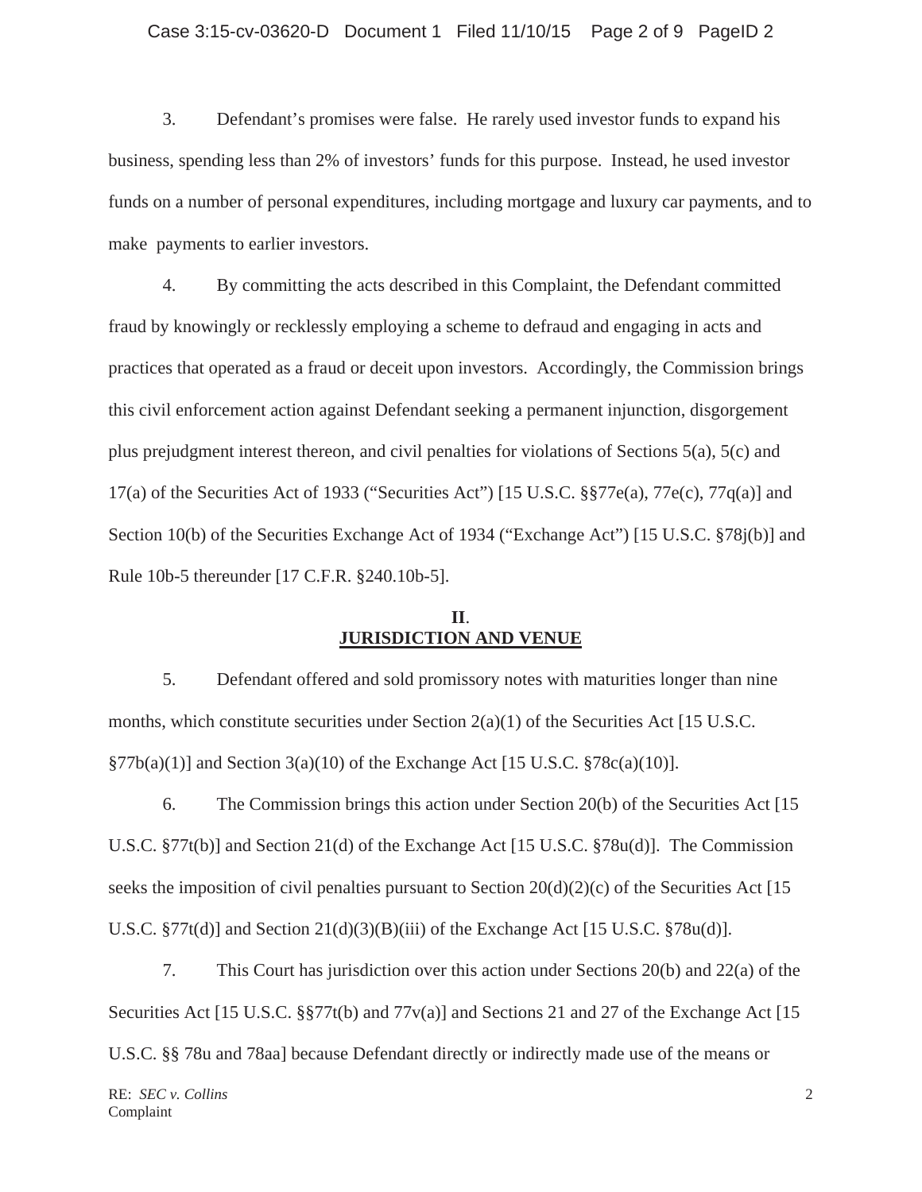3. Defendant's promises were false. He rarely used investor funds to expand his business, spending less than 2% of investors' funds for this purpose. Instead, he used investor funds on a number of personal expenditures, including mortgage and luxury car payments, and to make payments to earlier investors.

4. By committing the acts described in this Complaint, the Defendant committed fraud by knowingly or recklessly employing a scheme to defraud and engaging in acts and practices that operated as a fraud or deceit upon investors. Accordingly, the Commission brings this civil enforcement action against Defendant seeking a permanent injunction, disgorgement plus prejudgment interest thereon, and civil penalties for violations of Sections 5(a), 5(c) and 17(a) of the Securities Act of 1933 ("Securities Act") [15 U.S.C. §§77e(a), 77e(c), 77q(a)] and Section 10(b) of the Securities Exchange Act of 1934 ("Exchange Act") [15 U.S.C. §78j(b)] and Rule 10b-5 thereunder [17 C.F.R. §240.10b-5].

## II. JURISDICTION AND VENUE

5. Defendant offered and sold promissory notes with maturities longer than nine months, which constitute securities under Section 2(a)(1) of the Securities Act [15 U.S.C. §77b(a)(1)] and Section 3(a)(10) of the Exchange Act [15 U.S.C. §78c(a)(10)].

6. The Commission brings this action under Section 20(b) of the Securities Act [15 U.S.C. §77t(b)] and Section 21(d) of the Exchange Act [15 U.S.C. §78u(d)]. The Commission seeks the imposition of civil penalties pursuant to Section 20(d)(2)(c) of the Securities Act [15 U.S.C. §77t(d)] and Section 21(d)(3)(B)(iii) of the Exchange Act [15 U.S.C. §78u(d)].

7. This Court has jurisdiction over this action under Sections 20(b) and 22(a) of the Securities Act [15 U.S.C. §§77t(b) and 77v(a)] and Sections 21 and 27 of the Exchange Act [15 U.S.C. §§ 78u and 78aa] because Defendant directly or indirectly made use of the means or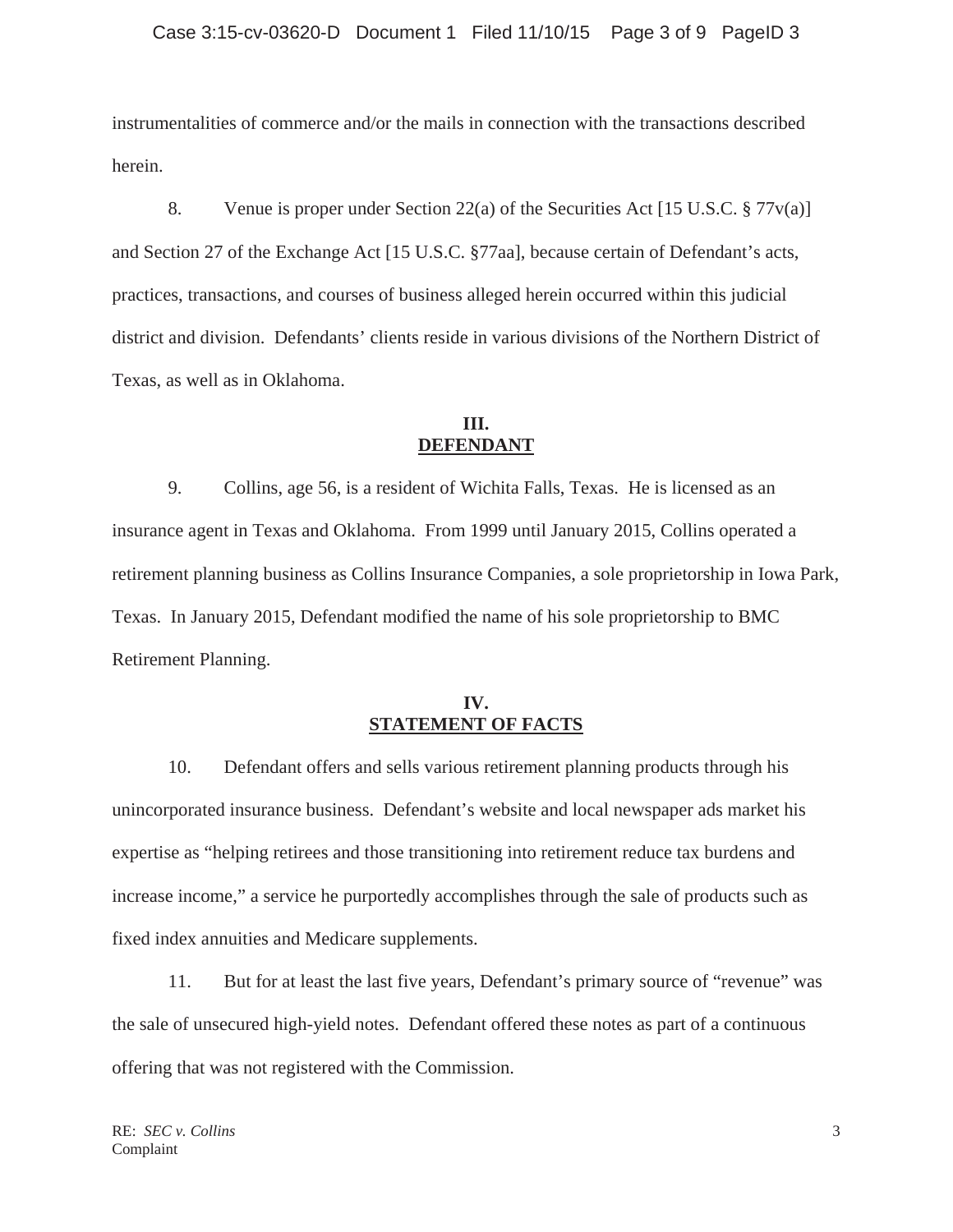instrumentalities of commerce and/or the mails in connection with the transactions described herein.

8. Venue is proper under Section 22(a) of the Securities Act [15 U.S.C. § 77v(a)] and Section 27 of the Exchange Act [15 U.S.C. §77aa], because certain of Defendant's acts, practices, transactions, and courses of business alleged herein occurred within this judicial district and division. Defendants' clients reside in various divisions of the Northern District of Texas, as well as in Oklahoma.

## III. DEFENDANT

9. Collins, age 56, is a resident of Wichita Falls, Texas. He is licensed as an insurance agent in Texas and Oklahoma. From 1999 until January 2015, Collins operated a retirement planning business as Collins Insurance Companies, a sole proprietorship in Iowa Park, Texas. In January 2015, Defendant modified the name of his sole proprietorship to BMC Retirement Planning.

## IV. STATEMENT OF FACTS

10. Defendant offers and sells various retirement planning products through his unincorporated insurance business. Defendant's website and local newspaper ads market his expertise as "helping retirees and those transitioning into retirement reduce tax burdens and increase income," a service he purportedly accomplishes through the sale of products such as fixed index annuities and Medicare supplements.

11. But for at least the last five years, Defendant's primary source of "revenue" was the sale of unsecured high-yield notes. Defendant offered these notes as part of a continuous offering that was not registered with the Commission.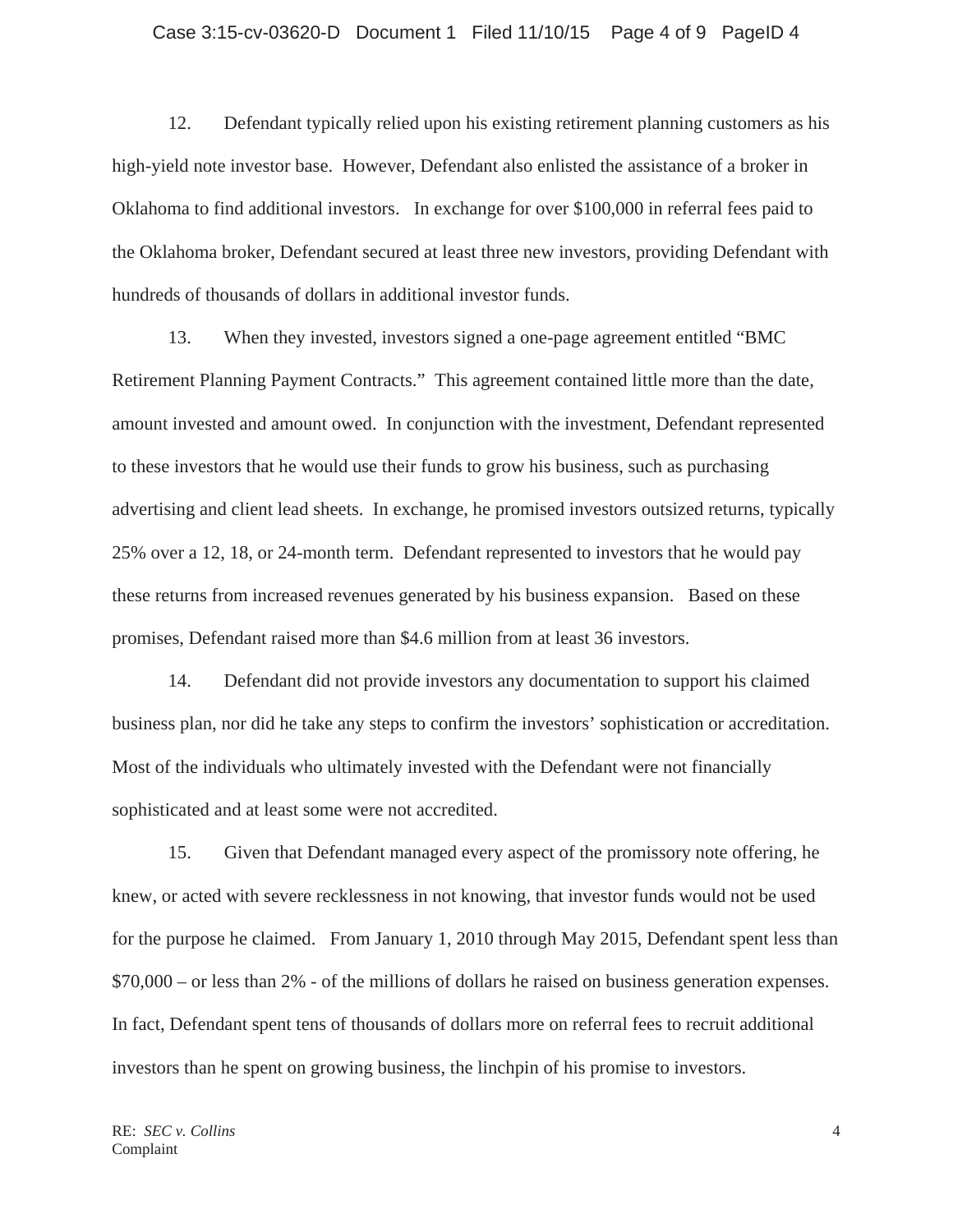12. Defendant typically relied upon his existing retirement planning customers as his high-yield note investor base. However, Defendant also enlisted the assistance of a broker in Oklahoma to find additional investors. In exchange for over $100,000 in referral fees paid to the Oklahoma broker, Defendant secured at least three new investors, providing Defendant with hundreds of thousands of dollars in additional investor funds.

13. When they invested, investors signed a one-page agreement entitled "BMC Retirement Planning Payment Contracts." This agreement contained little more than the date, amount invested and amount owed. In conjunction with the investment, Defendant represented to these investors that he would use their funds to grow his business, such as purchasing advertising and client lead sheets. In exchange, he promised investors outsized returns, typically 25% over a 12, 18, or 24-month term. Defendant represented to investors that he would pay these returns from increased revenues generated by his business expansion. Based on these promises, Defendant raised more than $4.6 million from at least 36 investors.

14. Defendant did not provide investors any documentation to support his claimed business plan, nor did he take any steps to confirm the investors' sophistication or accreditation. Most of the individuals who ultimately invested with the Defendant were not financially sophisticated and at least some were not accredited.

15. Given that Defendant managed every aspect of the promissory note offering, he knew, or acted with severe recklessness in not knowing, that investor funds would not be used for the purpose he claimed. From January 1, 2010 through May 2015, Defendant spent less than $70,000 – or less than 2% - of the millions of dollars he raised on business generation expenses. In fact, Defendant spent tens of thousands of dollars more on referral fees to recruit additional investors than he spent on growing business, the linchpin of his promise to investors.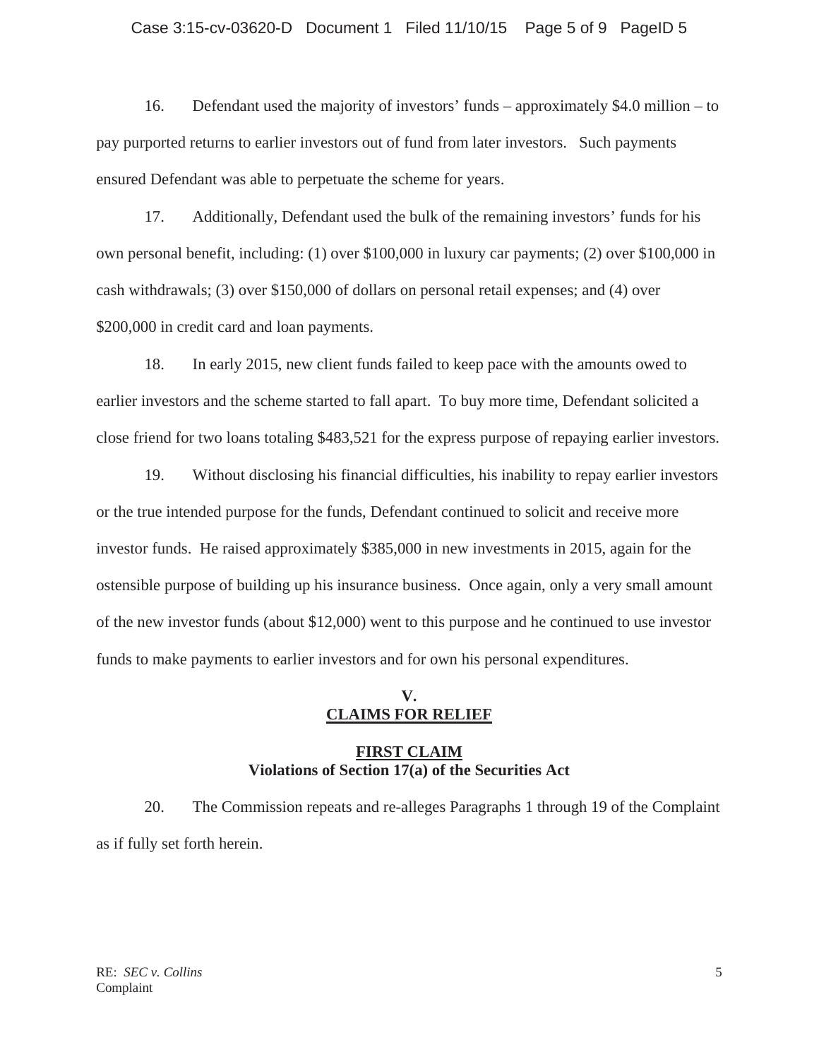16. Defendant used the majority of investors' funds – approximately $4.0 million – to pay purported returns to earlier investors out of fund from later investors. Such payments ensured Defendant was able to perpetuate the scheme for years.

17. Additionally, Defendant used the bulk of the remaining investors' funds for his own personal benefit, including: (1) over $100,000 in luxury car payments; (2) over $100,000 in cash withdrawals; (3) over $150,000 of dollars on personal retail expenses; and (4) over $200,000 in credit card and loan payments.

18. In early 2015, new client funds failed to keep pace with the amounts owed to earlier investors and the scheme started to fall apart. To buy more time, Defendant solicited a close friend for two loans totaling $483,521 for the express purpose of repaying earlier investors.

19. Without disclosing his financial difficulties, his inability to repay earlier investors or the true intended purpose for the funds, Defendant continued to solicit and receive more investor funds. He raised approximately $385,000 in new investments in 2015, again for the ostensible purpose of building up his insurance business. Once again, only a very small amount of the new investor funds (about $12,000) went to this purpose and he continued to use investor funds to make payments to earlier investors and for own his personal expenditures.

## V.
## CLAIMS FOR RELIEF

### FIRST CLAIM
### Violations of Section 17(a) of the Securities Act

20. The Commission repeats and re-alleges Paragraphs 1 through 19 of the Complaint as if fully set forth herein.

RE: *SEC v. Collins*
Complaint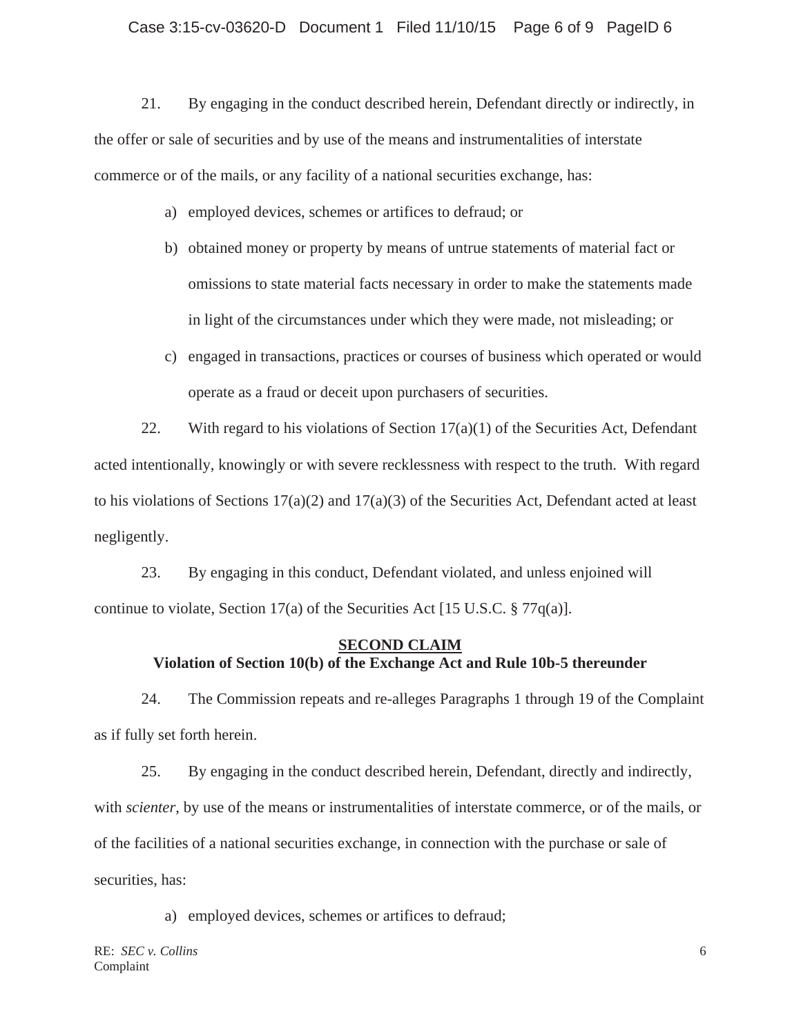21. By engaging in the conduct described herein, Defendant directly or indirectly, in the offer or sale of securities and by use of the means and instrumentalities of interstate commerce or of the mails, or any facility of a national securities exchange, has:

a) employed devices, schemes or artifices to defraud; or

b) obtained money or property by means of untrue statements of material fact or omissions to state material facts necessary in order to make the statements made in light of the circumstances under which they were made, not misleading; or

c) engaged in transactions, practices or courses of business which operated or would operate as a fraud or deceit upon purchasers of securities.

22. With regard to his violations of Section 17(a)(1) of the Securities Act, Defendant acted intentionally, knowingly or with severe recklessness with respect to the truth. With regard to his violations of Sections 17(a)(2) and 17(a)(3) of the Securities Act, Defendant acted at least negligently.

23. By engaging in this conduct, Defendant violated, and unless enjoined will continue to violate, Section 17(a) of the Securities Act [15 U.S.C. § 77q(a)].

## SECOND CLAIM
**Violation of Section 10(b) of the Exchange Act and Rule 10b-5 thereunder**

24. The Commission repeats and re-alleges Paragraphs 1 through 19 of the Complaint as if fully set forth herein.

25. By engaging in the conduct described herein, Defendant, directly and indirectly, with *scienter*, by use of the means or instrumentalities of interstate commerce, or of the mails, or of the facilities of a national securities exchange, in connection with the purchase or sale of securities, has:

a) employed devices, schemes or artifices to defraud;

RE: *SEC v. Collins*
Complaint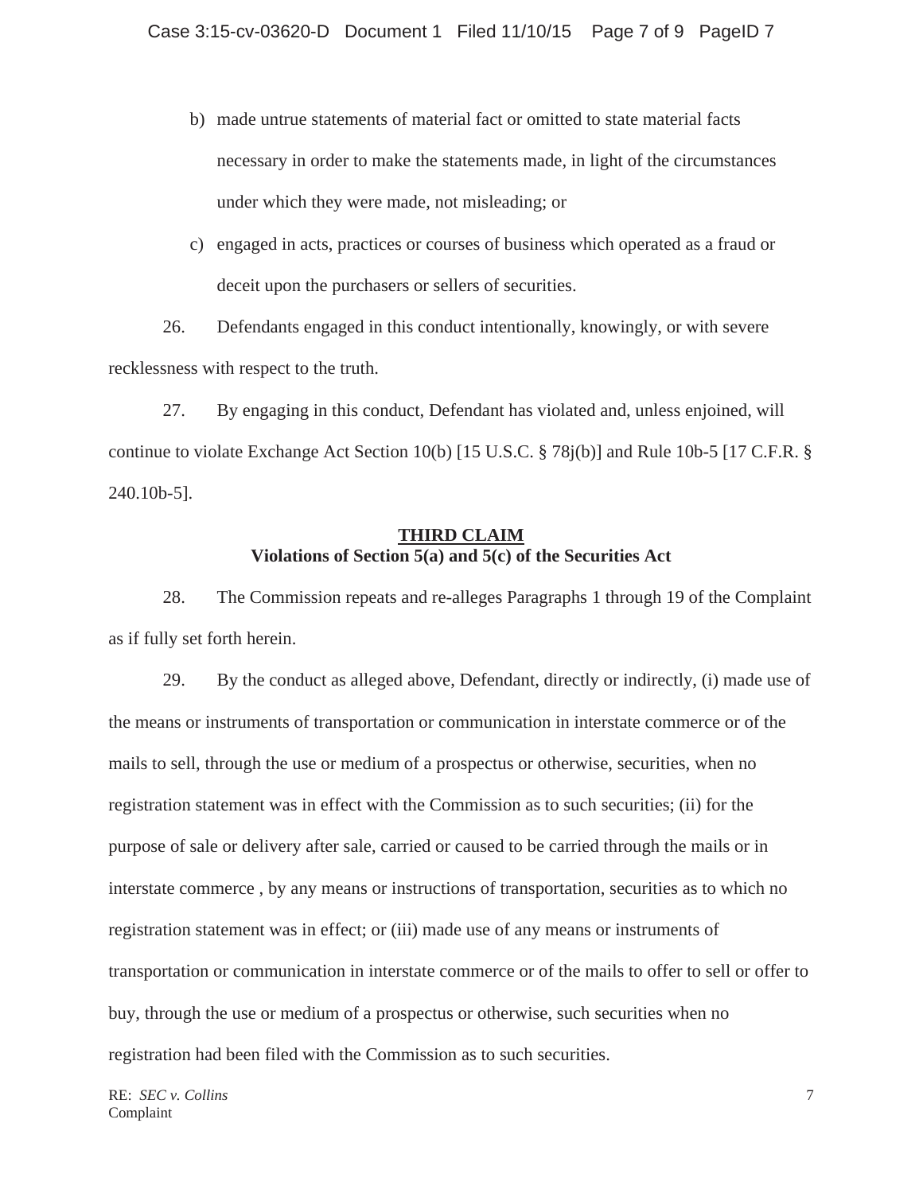b) made untrue statements of material fact or omitted to state material facts necessary in order to make the statements made, in light of the circumstances under which they were made, not misleading; or

c) engaged in acts, practices or courses of business which operated as a fraud or deceit upon the purchasers or sellers of securities.

26. Defendants engaged in this conduct intentionally, knowingly, or with severe recklessness with respect to the truth.

27. By engaging in this conduct, Defendant has violated and, unless enjoined, will continue to violate Exchange Act Section 10(b) [15 U.S.C. § 78j(b)] and Rule 10b-5 [17 C.F.R. § 240.10b-5].

## THIRD CLAIM
**Violations of Section 5(a) and 5(c) of the Securities Act**

28. The Commission repeats and re-alleges Paragraphs 1 through 19 of the Complaint as if fully set forth herein.

29. By the conduct as alleged above, Defendant, directly or indirectly, (i) made use of the means or instruments of transportation or communication in interstate commerce or of the mails to sell, through the use or medium of a prospectus or otherwise, securities, when no registration statement was in effect with the Commission as to such securities; (ii) for the purpose of sale or delivery after sale, carried or caused to be carried through the mails or in interstate commerce , by any means or instructions of transportation, securities as to which no registration statement was in effect; or (iii) made use of any means or instruments of transportation or communication in interstate commerce or of the mails to offer to sell or offer to buy, through the use or medium of a prospectus or otherwise, such securities when no registration had been filed with the Commission as to such securities.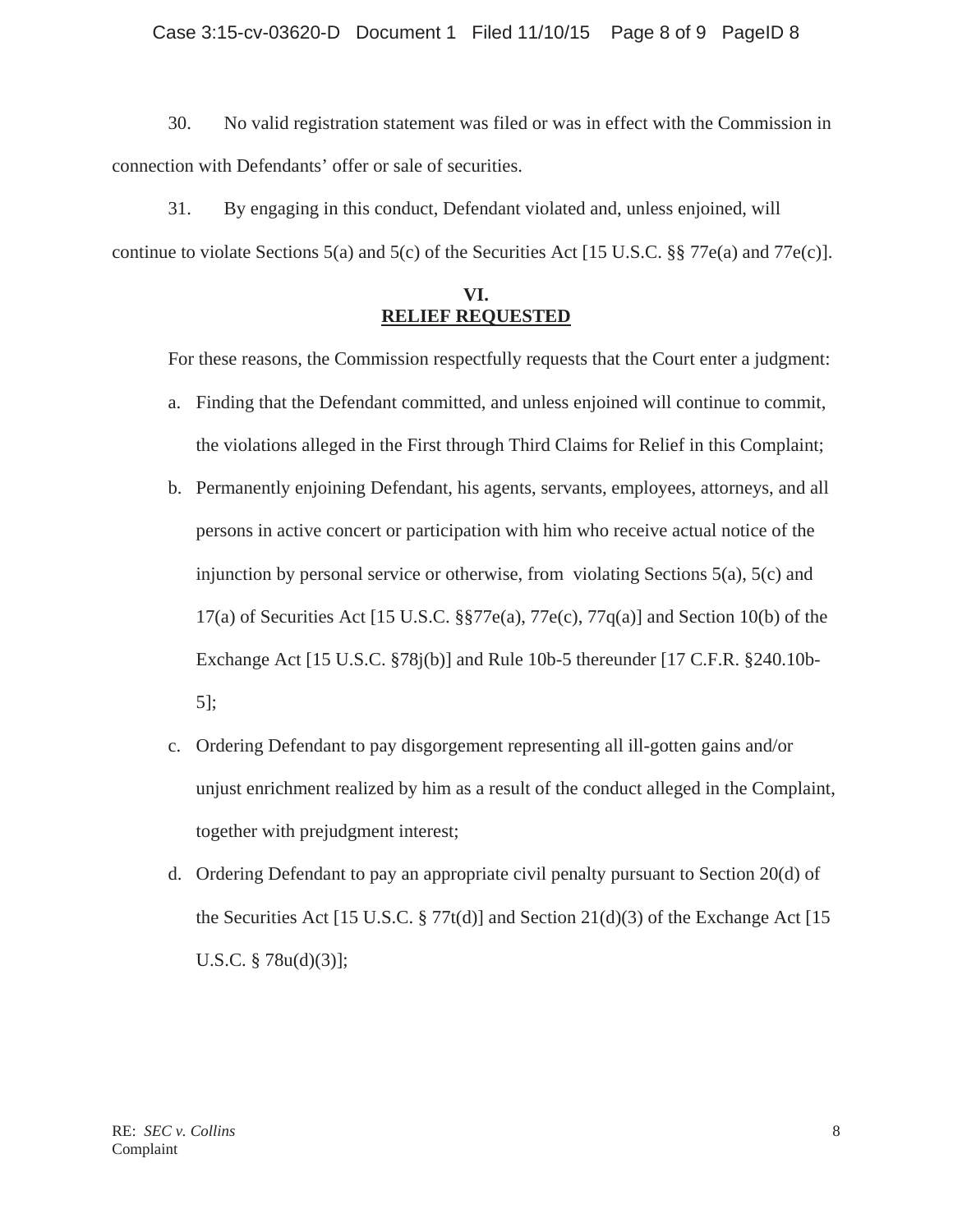30. No valid registration statement was filed or was in effect with the Commission in connection with Defendants' offer or sale of securities.

31. By engaging in this conduct, Defendant violated and, unless enjoined, will continue to violate Sections 5(a) and 5(c) of the Securities Act [15 U.S.C. §§ 77e(a) and 77e(c)].

## VI. RELIEF REQUESTED

For these reasons, the Commission respectfully requests that the Court enter a judgment:

a. Finding that the Defendant committed, and unless enjoined will continue to commit, the violations alleged in the First through Third Claims for Relief in this Complaint;

b. Permanently enjoining Defendant, his agents, servants, employees, attorneys, and all persons in active concert or participation with him who receive actual notice of the injunction by personal service or otherwise, from violating Sections 5(a), 5(c) and 17(a) of Securities Act [15 U.S.C. §§77e(a), 77e(c), 77q(a)] and Section 10(b) of the Exchange Act [15 U.S.C. §78j(b)] and Rule 10b-5 thereunder [17 C.F.R. §240.10b-5];

c. Ordering Defendant to pay disgorgement representing all ill-gotten gains and/or unjust enrichment realized by him as a result of the conduct alleged in the Complaint, together with prejudgment interest;

d. Ordering Defendant to pay an appropriate civil penalty pursuant to Section 20(d) of the Securities Act [15 U.S.C. § 77t(d)] and Section 21(d)(3) of the Exchange Act [15 U.S.C. § 78u(d)(3)];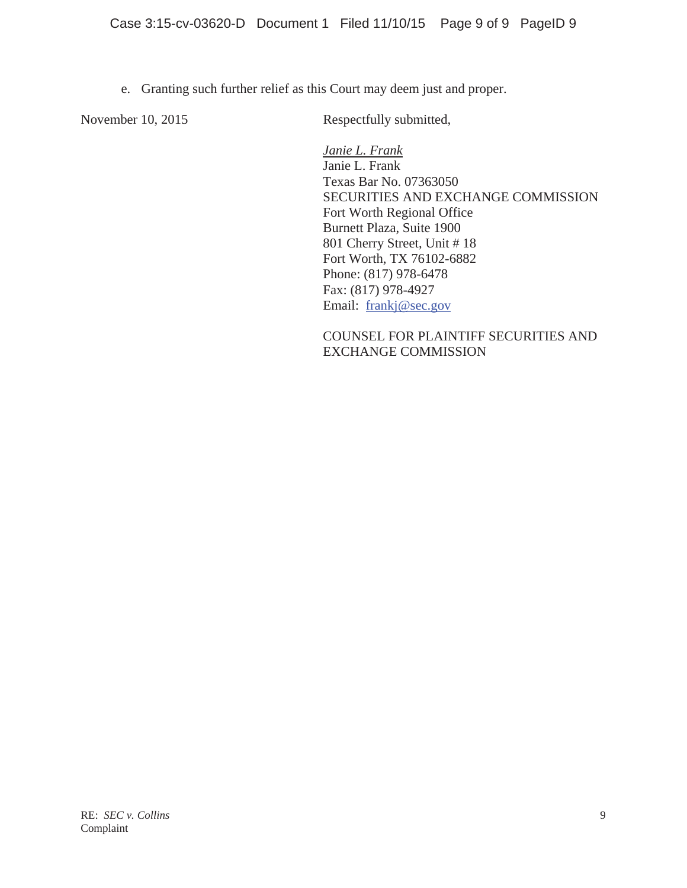e. Granting such further relief as this Court may deem just and proper.

November 10, 2015

Respectfully submitted,

*Janie L. Frank*
Janie L. Frank
Texas Bar No. 07363050
SECURITIES AND EXCHANGE COMMISSION
Fort Worth Regional Office
Burnett Plaza, Suite 1900
801 Cherry Street, Unit # 18
Fort Worth, TX 76102-6882
Phone: (817) 978-6478
Fax: (817) 978-4927
Email: frankj@sec.gov

COUNSEL FOR PLAINTIFF SECURITIES AND EXCHANGE COMMISSION

RE: *SEC v. Collins*
Complaint